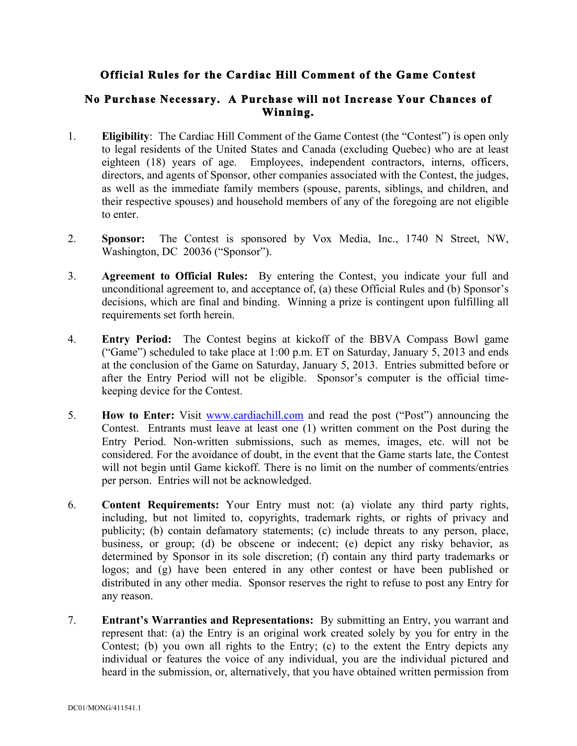# Official Rules for the Cardiac Hill Comment of the Game Contest

## No Purchase Necessary. A Purchase will not Increase Your Chances of Winning.

1. **Eligibility**: The Cardiac Hill Comment of the Game Contest (the "Contest") is open only to legal residents of the United States and Canada (excluding Quebec) who are at least eighteen (18) years of age. Employees, independent contractors, interns, officers, directors, and agents of Sponsor, other companies associated with the Contest, the judges, as well as the immediate family members (spouse, parents, siblings, and children, and their respective spouses) and household members of any of the foregoing are not eligible to enter.

2. **Sponsor:** The Contest is sponsored by Vox Media, Inc., 1740 N Street, NW, Washington, DC 20036 ("Sponsor").

3. **Agreement to Official Rules:** By entering the Contest, you indicate your full and unconditional agreement to, and acceptance of, (a) these Official Rules and (b) Sponsor's decisions, which are final and binding. Winning a prize is contingent upon fulfilling all requirements set forth herein.

4. **Entry Period:** The Contest begins at kickoff of the BBVA Compass Bowl game ("Game") scheduled to take place at 1:00 p.m. ET on Saturday, January 5, 2013 and ends at the conclusion of the Game on Saturday, January 5, 2013. Entries submitted before or after the Entry Period will not be eligible. Sponsor's computer is the official time-keeping device for the Contest.

5. **How to Enter:** Visit www.cardiachill.com and read the post ("Post") announcing the Contest. Entrants must leave at least one (1) written comment on the Post during the Entry Period. Non-written submissions, such as memes, images, etc. will not be considered. For the avoidance of doubt, in the event that the Game starts late, the Contest will not begin until Game kickoff. There is no limit on the number of comments/entries per person. Entries will not be acknowledged.

6. **Content Requirements:** Your Entry must not: (a) violate any third party rights, including, but not limited to, copyrights, trademark rights, or rights of privacy and publicity; (b) contain defamatory statements; (c) include threats to any person, place, business, or group; (d) be obscene or indecent; (e) depict any risky behavior, as determined by Sponsor in its sole discretion; (f) contain any third party trademarks or logos; and (g) have been entered in any other contest or have been published or distributed in any other media. Sponsor reserves the right to refuse to post any Entry for any reason.

7. **Entrant's Warranties and Representations:** By submitting an Entry, you warrant and represent that: (a) the Entry is an original work created solely by you for entry in the Contest; (b) you own all rights to the Entry; (c) to the extent the Entry depicts any individual or features the voice of any individual, you are the individual pictured and heard in the submission, or, alternatively, that you have obtained written permission from

DC01/MONG/411541.1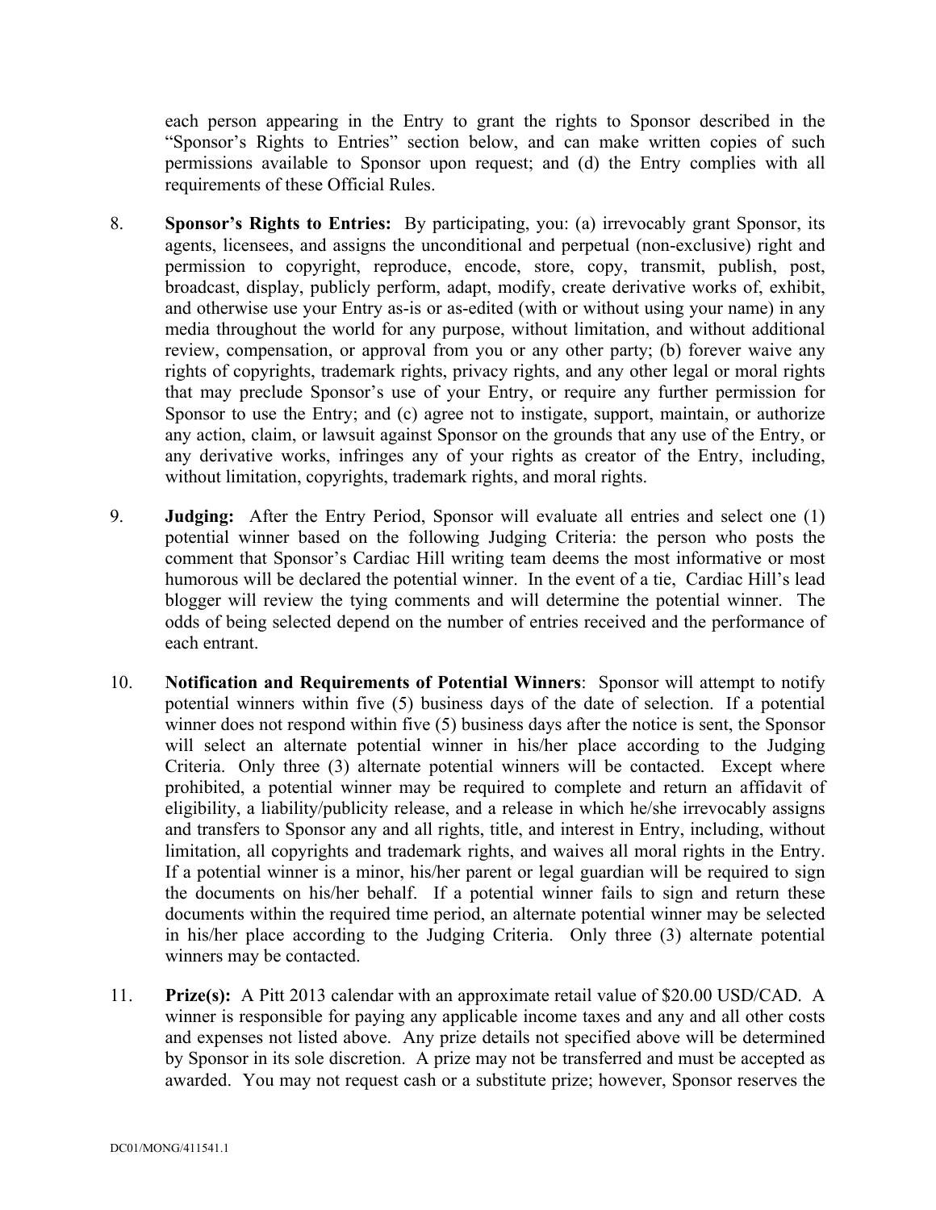each person appearing in the Entry to grant the rights to Sponsor described in the "Sponsor's Rights to Entries" section below, and can make written copies of such permissions available to Sponsor upon request; and (d) the Entry complies with all requirements of these Official Rules.

8. **Sponsor's Rights to Entries:** By participating, you: (a) irrevocably grant Sponsor, its agents, licensees, and assigns the unconditional and perpetual (non-exclusive) right and permission to copyright, reproduce, encode, store, copy, transmit, publish, post, broadcast, display, publicly perform, adapt, modify, create derivative works of, exhibit, and otherwise use your Entry as-is or as-edited (with or without using your name) in any media throughout the world for any purpose, without limitation, and without additional review, compensation, or approval from you or any other party; (b) forever waive any rights of copyrights, trademark rights, privacy rights, and any other legal or moral rights that may preclude Sponsor's use of your Entry, or require any further permission for Sponsor to use the Entry; and (c) agree not to instigate, support, maintain, or authorize any action, claim, or lawsuit against Sponsor on the grounds that any use of the Entry, or any derivative works, infringes any of your rights as creator of the Entry, including, without limitation, copyrights, trademark rights, and moral rights.

9. **Judging:** After the Entry Period, Sponsor will evaluate all entries and select one (1) potential winner based on the following Judging Criteria: the person who posts the comment that Sponsor's Cardiac Hill writing team deems the most informative or most humorous will be declared the potential winner. In the event of a tie, Cardiac Hill's lead blogger will review the tying comments and will determine the potential winner. The odds of being selected depend on the number of entries received and the performance of each entrant.

10. **Notification and Requirements of Potential Winners**: Sponsor will attempt to notify potential winners within five (5) business days of the date of selection. If a potential winner does not respond within five (5) business days after the notice is sent, the Sponsor will select an alternate potential winner in his/her place according to the Judging Criteria. Only three (3) alternate potential winners will be contacted. Except where prohibited, a potential winner may be required to complete and return an affidavit of eligibility, a liability/publicity release, and a release in which he/she irrevocably assigns and transfers to Sponsor any and all rights, title, and interest in Entry, including, without limitation, all copyrights and trademark rights, and waives all moral rights in the Entry. If a potential winner is a minor, his/her parent or legal guardian will be required to sign the documents on his/her behalf. If a potential winner fails to sign and return these documents within the required time period, an alternate potential winner may be selected in his/her place according to the Judging Criteria. Only three (3) alternate potential winners may be contacted.

11. **Prize(s):** A Pitt 2013 calendar with an approximate retail value of $20.00 USD/CAD. A winner is responsible for paying any applicable income taxes and any and all other costs and expenses not listed above. Any prize details not specified above will be determined by Sponsor in its sole discretion. A prize may not be transferred and must be accepted as awarded. You may not request cash or a substitute prize; however, Sponsor reserves the

DC01/MONG/411541.1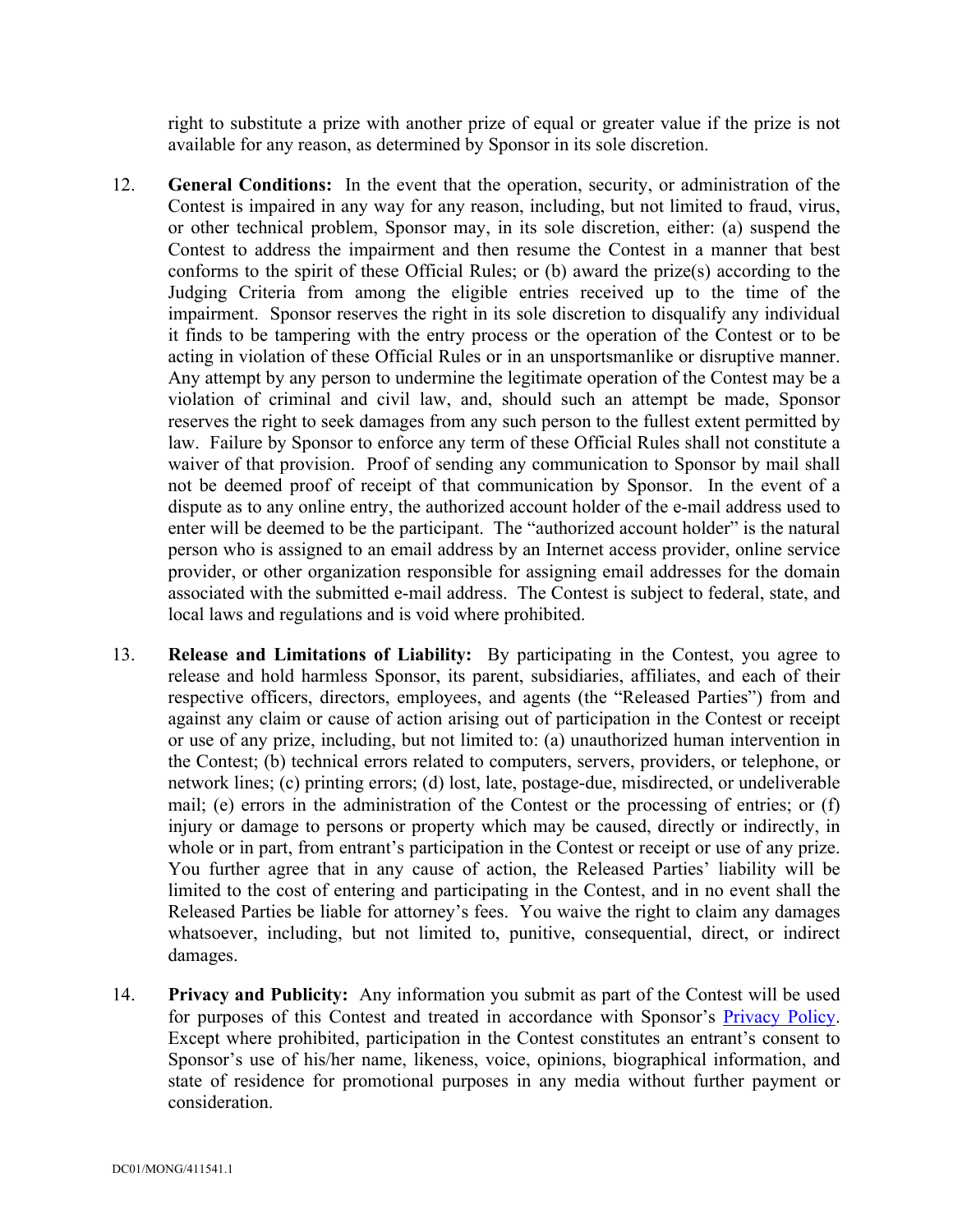right to substitute a prize with another prize of equal or greater value if the prize is not available for any reason, as determined by Sponsor in its sole discretion.

12. **General Conditions:** In the event that the operation, security, or administration of the Contest is impaired in any way for any reason, including, but not limited to fraud, virus, or other technical problem, Sponsor may, in its sole discretion, either: (a) suspend the Contest to address the impairment and then resume the Contest in a manner that best conforms to the spirit of these Official Rules; or (b) award the prize(s) according to the Judging Criteria from among the eligible entries received up to the time of the impairment. Sponsor reserves the right in its sole discretion to disqualify any individual it finds to be tampering with the entry process or the operation of the Contest or to be acting in violation of these Official Rules or in an unsportsmanlike or disruptive manner. Any attempt by any person to undermine the legitimate operation of the Contest may be a violation of criminal and civil law, and, should such an attempt be made, Sponsor reserves the right to seek damages from any such person to the fullest extent permitted by law. Failure by Sponsor to enforce any term of these Official Rules shall not constitute a waiver of that provision. Proof of sending any communication to Sponsor by mail shall not be deemed proof of receipt of that communication by Sponsor. In the event of a dispute as to any online entry, the authorized account holder of the e-mail address used to enter will be deemed to be the participant. The "authorized account holder" is the natural person who is assigned to an email address by an Internet access provider, online service provider, or other organization responsible for assigning email addresses for the domain associated with the submitted e-mail address. The Contest is subject to federal, state, and local laws and regulations and is void where prohibited.

13. **Release and Limitations of Liability:** By participating in the Contest, you agree to release and hold harmless Sponsor, its parent, subsidiaries, affiliates, and each of their respective officers, directors, employees, and agents (the "Released Parties") from and against any claim or cause of action arising out of participation in the Contest or receipt or use of any prize, including, but not limited to: (a) unauthorized human intervention in the Contest; (b) technical errors related to computers, servers, providers, or telephone, or network lines; (c) printing errors; (d) lost, late, postage-due, misdirected, or undeliverable mail; (e) errors in the administration of the Contest or the processing of entries; or (f) injury or damage to persons or property which may be caused, directly or indirectly, in whole or in part, from entrant's participation in the Contest or receipt or use of any prize. You further agree that in any cause of action, the Released Parties' liability will be limited to the cost of entering and participating in the Contest, and in no event shall the Released Parties be liable for attorney's fees. You waive the right to claim any damages whatsoever, including, but not limited to, punitive, consequential, direct, or indirect damages.

14. **Privacy and Publicity:** Any information you submit as part of the Contest will be used for purposes of this Contest and treated in accordance with Sponsor's Privacy Policy. Except where prohibited, participation in the Contest constitutes an entrant's consent to Sponsor's use of his/her name, likeness, voice, opinions, biographical information, and state of residence for promotional purposes in any media without further payment or consideration.

DC01/MONG/411541.1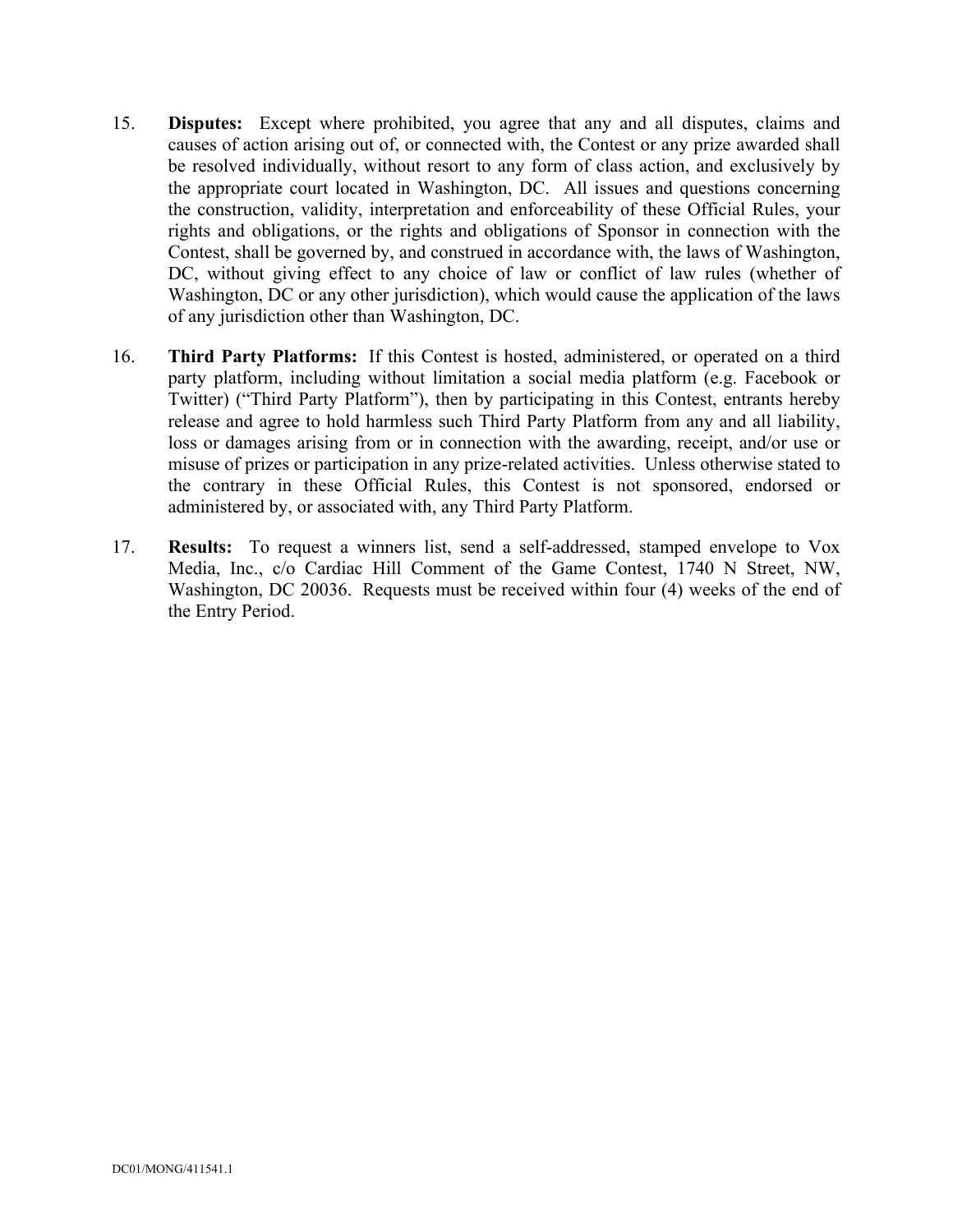15. **Disputes:** Except where prohibited, you agree that any and all disputes, claims and causes of action arising out of, or connected with, the Contest or any prize awarded shall be resolved individually, without resort to any form of class action, and exclusively by the appropriate court located in Washington, DC. All issues and questions concerning the construction, validity, interpretation and enforceability of these Official Rules, your rights and obligations, or the rights and obligations of Sponsor in connection with the Contest, shall be governed by, and construed in accordance with, the laws of Washington, DC, without giving effect to any choice of law or conflict of law rules (whether of Washington, DC or any other jurisdiction), which would cause the application of the laws of any jurisdiction other than Washington, DC.

16. **Third Party Platforms:** If this Contest is hosted, administered, or operated on a third party platform, including without limitation a social media platform (e.g. Facebook or Twitter) ("Third Party Platform"), then by participating in this Contest, entrants hereby release and agree to hold harmless such Third Party Platform from any and all liability, loss or damages arising from or in connection with the awarding, receipt, and/or use or misuse of prizes or participation in any prize-related activities. Unless otherwise stated to the contrary in these Official Rules, this Contest is not sponsored, endorsed or administered by, or associated with, any Third Party Platform.

17. **Results:** To request a winners list, send a self-addressed, stamped envelope to Vox Media, Inc., c/o Cardiac Hill Comment of the Game Contest, 1740 N Street, NW, Washington, DC 20036. Requests must be received within four (4) weeks of the end of the Entry Period.

DC01/MONG/411541.1